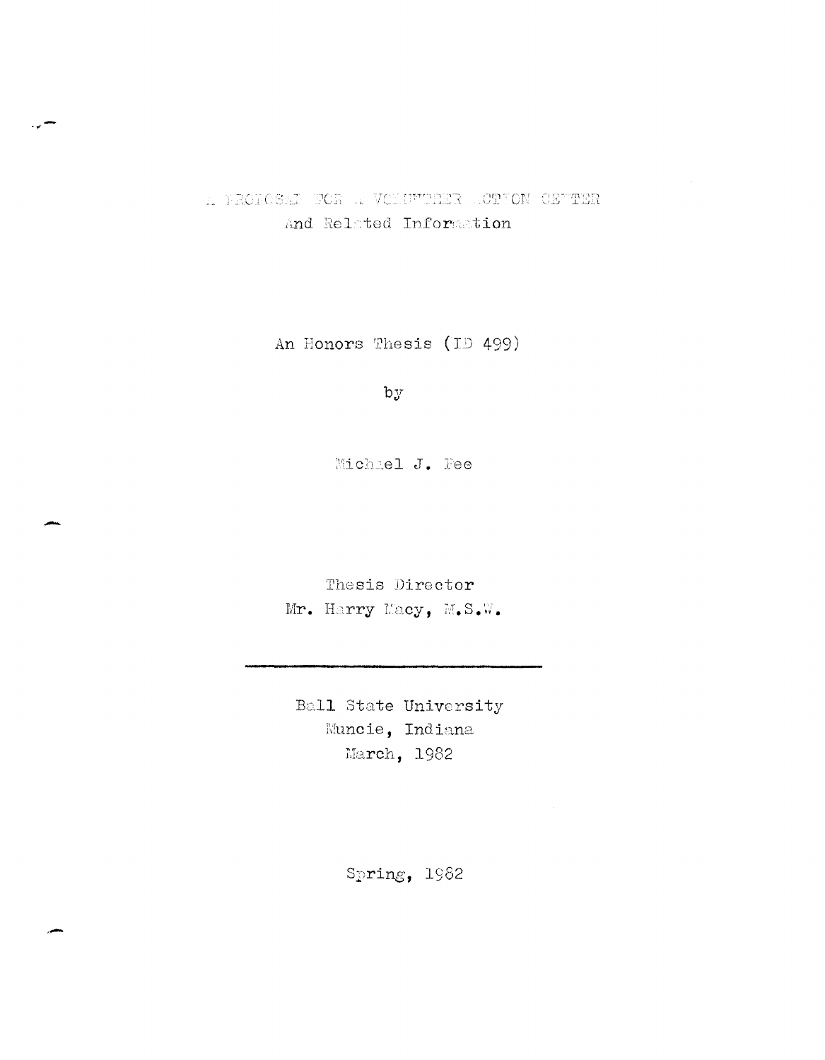# A PROPOSAL FOR A VOLUNTEER ACTION CENTER
## And Related Information

An Honors Thesis (ID 499)

by

Michael J. Fee

Thesis Director
Mr. Harry Macy, M.S.W.

---

Ball State University
Muncie, Indiana
March, 1982

Spring, 1982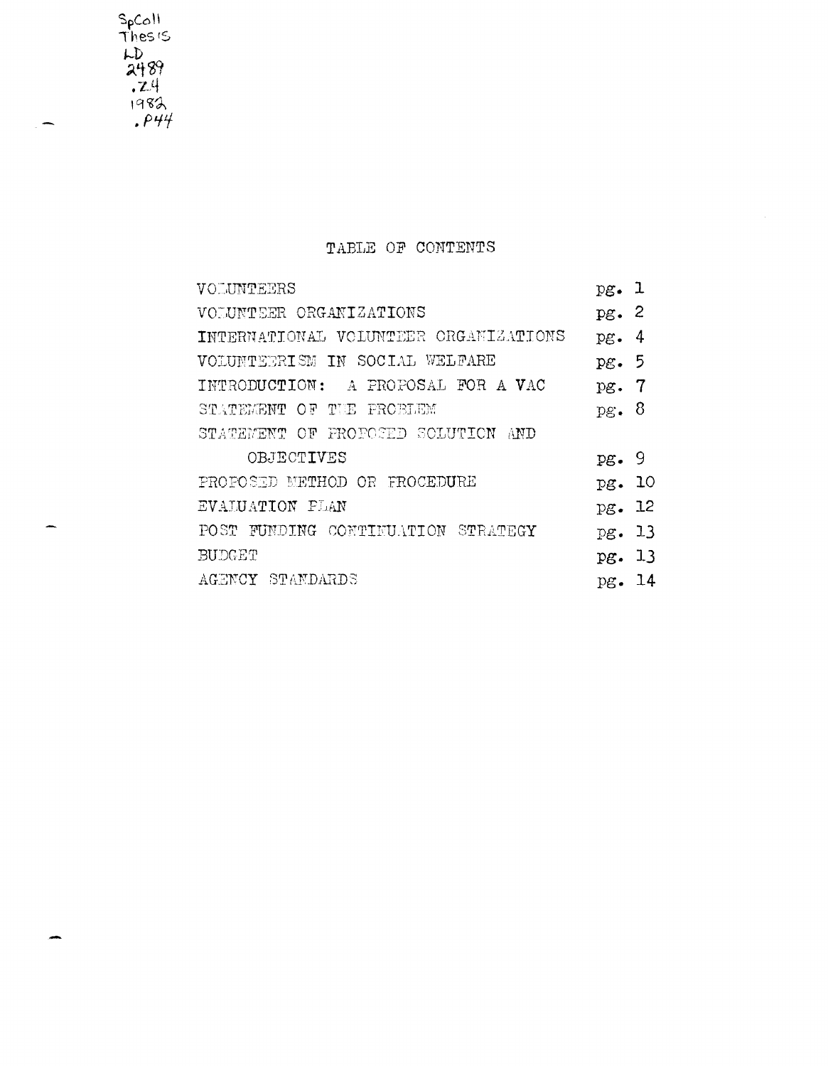SpColl
Thesis
LD
2489
.Z4
1982
.P44

# TABLE OF CONTENTS

| | |
|---|---|
| VOLUNTEERS | pg. 1 |
| VOLUNTEER ORGANIZATIONS | pg. 2 |
| INTERNATIONAL VOLUNTEER ORGANIZATIONS | pg. 4 |
| VOLUNTEERISM IN SOCIAL WELFARE | pg. 5 |
| INTRODUCTION: A PROPOSAL FOR A VAC | pg. 7 |
| STATEMENT OF THE PROBLEM | pg. 8 |
| STATEMENT OF PROPOSED SOLUTION AND OBJECTIVES | pg. 9 |
| PROPOSED METHOD OR PROCEDURE | pg. 10 |
| EVALUATION PLAN | pg. 12 |
| POST FUNDING CONTINUATION STRATEGY | pg. 13 |
| BUDGET | pg. 13 |
| AGENCY STANDARDS | pg. 14 |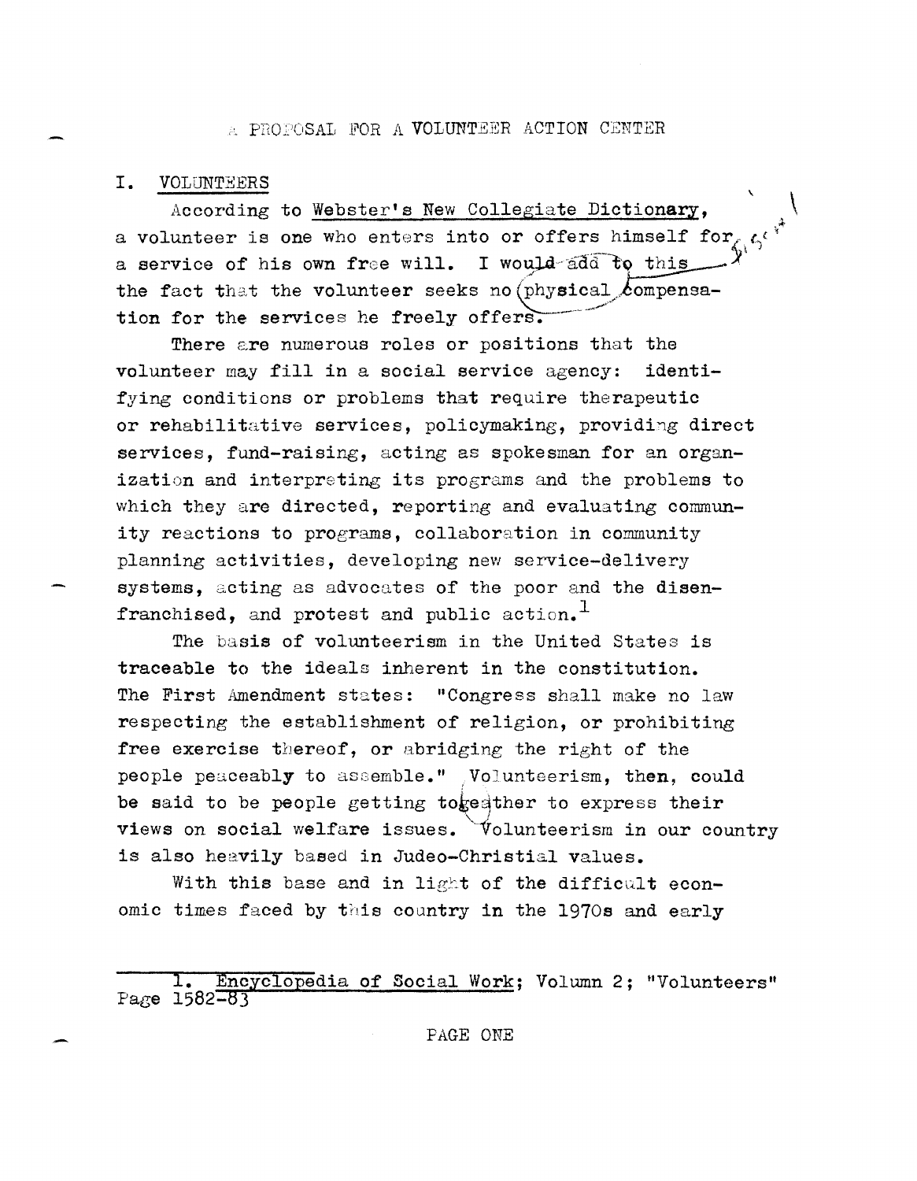A PROPOSAL FOR A VOLUNTEER ACTION CENTER

## I. VOLUNTEERS

According to Webster's New Collegiate Dictionary, a volunteer is one who enters into or offers himself for a service of his own free will. I would add to this the fact that the volunteer seeks no physical compensation for the services he freely offers.

There are numerous roles or positions that the volunteer may fill in a social service agency: identifying conditions or problems that require therapeutic or rehabilitative services, policymaking, providing direct services, fund-raising, acting as spokesman for an organization and interpreting its programs and the problems to which they are directed, reporting and evaluating community reactions to programs, collaboration in community planning activities, developing new service-delivery systems, acting as advocates of the poor and the disenfranchised, and protest and public action.[1]

The basis of volunteerism in the United States is traceable to the ideals inherent in the constitution. The First Amendment states: "Congress shall make no law respecting the establishment of religion, or prohibiting free exercise thereof, or abridging the right of the people peaceably to assemble." Volunteerism, then, could be said to be people getting together to express their views on social welfare issues. Volunteerism in our country is also heavily based in Judeo-Christial values.

With this base and in light of the difficult economic times faced by this country in the 1970s and early

---

1. Encyclopedia of Social Work; Volumn 2; "Volunteers" Page 1582-83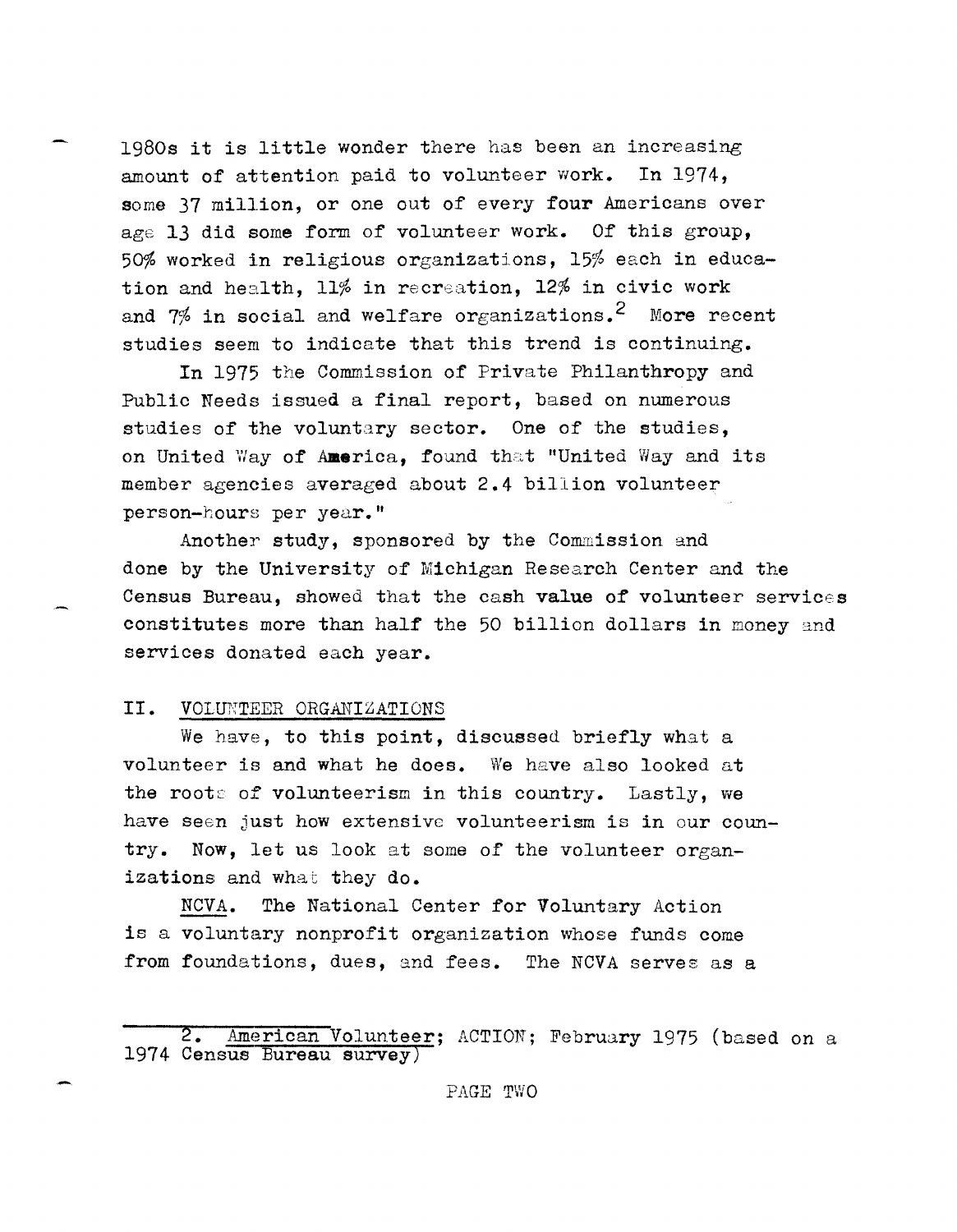1980s it is little wonder there has been an increasing amount of attention paid to volunteer work. In 1974, some 37 million, or one out of every four Americans over age 13 did some form of volunteer work. Of this group, 50% worked in religious organizations, 15% each in education and health, 11% in recreation, 12% in civic work and 7% in social and welfare organizations.[2] More recent studies seem to indicate that this trend is continuing.

In 1975 the Commission of Private Philanthropy and Public Needs issued a final report, based on numerous studies of the voluntary sector. One of the studies, on United Way of America, found that "United Way and its member agencies averaged about 2.4 billion volunteer person-hours per year."

Another study, sponsored by the Commission and done by the University of Michigan Research Center and the Census Bureau, showed that the cash value of volunteer services constitutes more than half the 50 billion dollars in money and services donated each year.

## II. VOLUNTEER ORGANIZATIONS

We have, to this point, discussed briefly what a volunteer is and what he does. We have also looked at the roots of volunteerism in this country. Lastly, we have seen just how extensive volunteerism is in our country. Now, let us look at some of the volunteer organizations and what they do.

NCVA. The National Center for Voluntary Action is a voluntary nonprofit organization whose funds come from foundations, dues, and fees. The NCVA serves as a

---

2. American Volunteer; ACTION; February 1975 (based on a 1974 Census Bureau survey)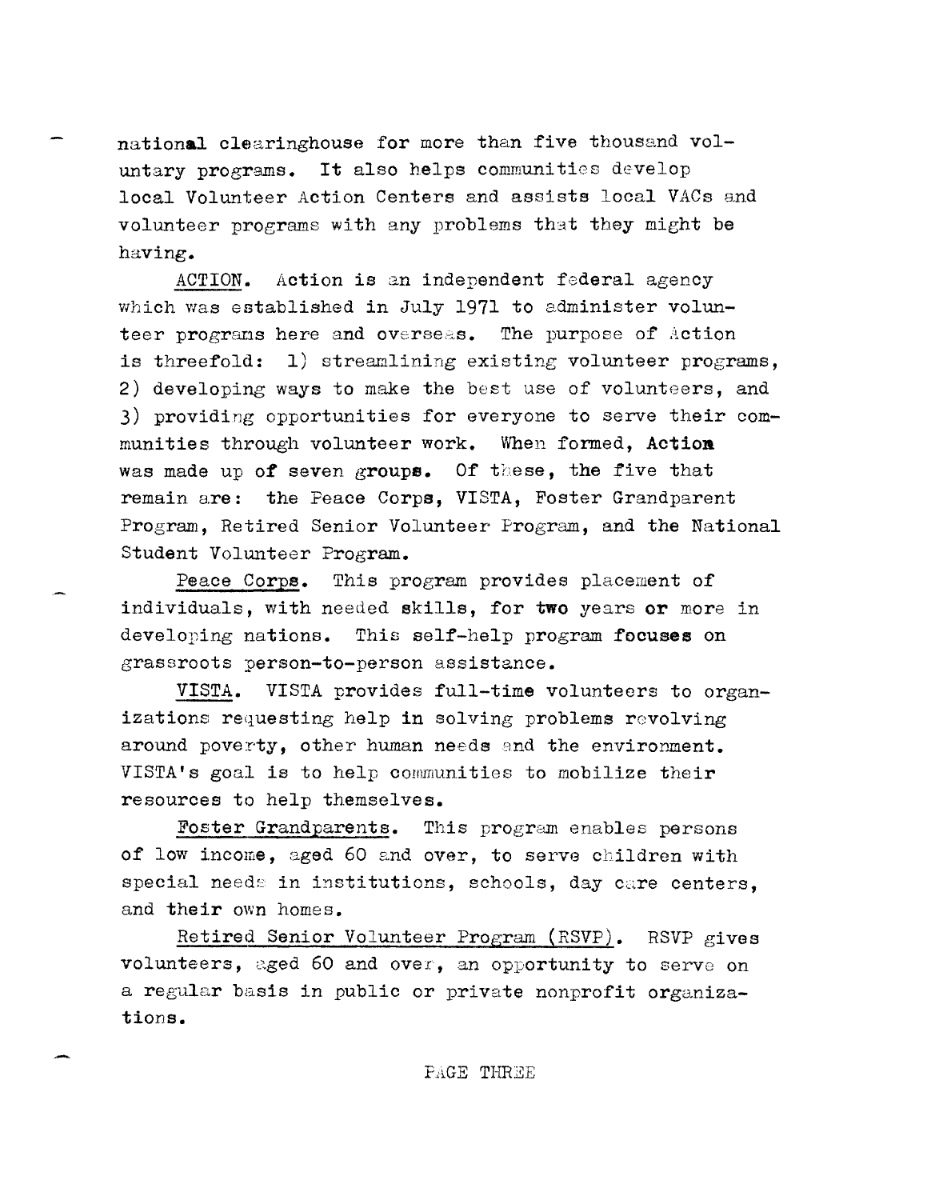national clearinghouse for more than five thousand voluntary programs. It also helps communities develop local Volunteer Action Centers and assists local VACs and volunteer programs with any problems that they might be having.

ACTION. Action is an independent federal agency which was established in July 1971 to administer volunteer programs here and overseas. The purpose of Action is threefold: 1) streamlining existing volunteer programs, 2) developing ways to make the best use of volunteers, and 3) providing opportunities for everyone to serve their communities through volunteer work. When formed, Action was made up of seven groups. Of these, the five that remain are: the Peace Corps, VISTA, Foster Grandparent Program, Retired Senior Volunteer Program, and the National Student Volunteer Program.

Peace Corps. This program provides placement of individuals, with needed skills, for two years or more in developing nations. This self-help program focuses on grassroots person-to-person assistance.

VISTA. VISTA provides full-time volunteers to organizations requesting help in solving problems revolving around poverty, other human needs and the environment. VISTA's goal is to help communities to mobilize their resources to help themselves.

Foster Grandparents. This program enables persons of low income, aged 60 and over, to serve children with special needs in institutions, schools, day care centers, and their own homes.

Retired Senior Volunteer Program (RSVP). RSVP gives volunteers, aged 60 and over, an opportunity to serve on a regular basis in public or private nonprofit organizations.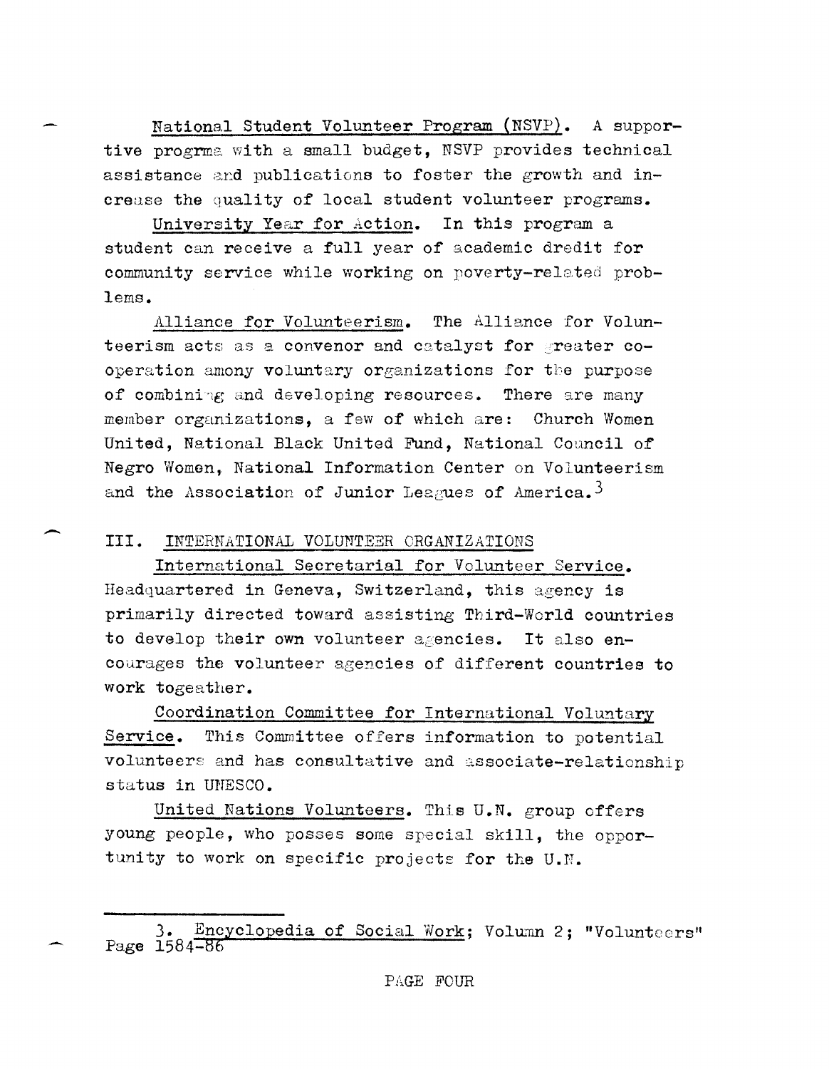National Student Volunteer Program (NSVP). A supportive progrma with a small budget, NSVP provides technical assistance and publications to foster the growth and increase the quality of local student volunteer programs.

University Year for Action. In this program a student can receive a full year of academic dredit for community service while working on poverty-related problems.

Alliance for Volunteerism. The Alliance for Volunteerism acts as a convenor and catalyst for greater cooperation amony voluntary organizations for the purpose of combining and developing resources. There are many member organizations, a few of which are: Church Women United, National Black United Fund, National Council of Negro Women, National Information Center on Volunteerism and the Association of Junior Leagues of America.[3]

## III. INTERNATIONAL VOLUNTEER ORGANIZATIONS

International Secretarial for Volunteer Service. Headquartered in Geneva, Switzerland, this agency is primarily directed toward assisting Third-World countries to develop their own volunteer agencies. It also encourages the volunteer agencies of different countries to work togeather.

Coordination Committee for International Voluntary Service. This Committee offers information to potential volunteers and has consultative and associate-relationship status in UNESCO.

United Nations Volunteers. This U.N. group offers young people, who posses some special skill, the opportunity to work on specific projects for the U.N.

---

3. Encyclopedia of Social Work; Volumn 2; "Volunteers" Page 1584-86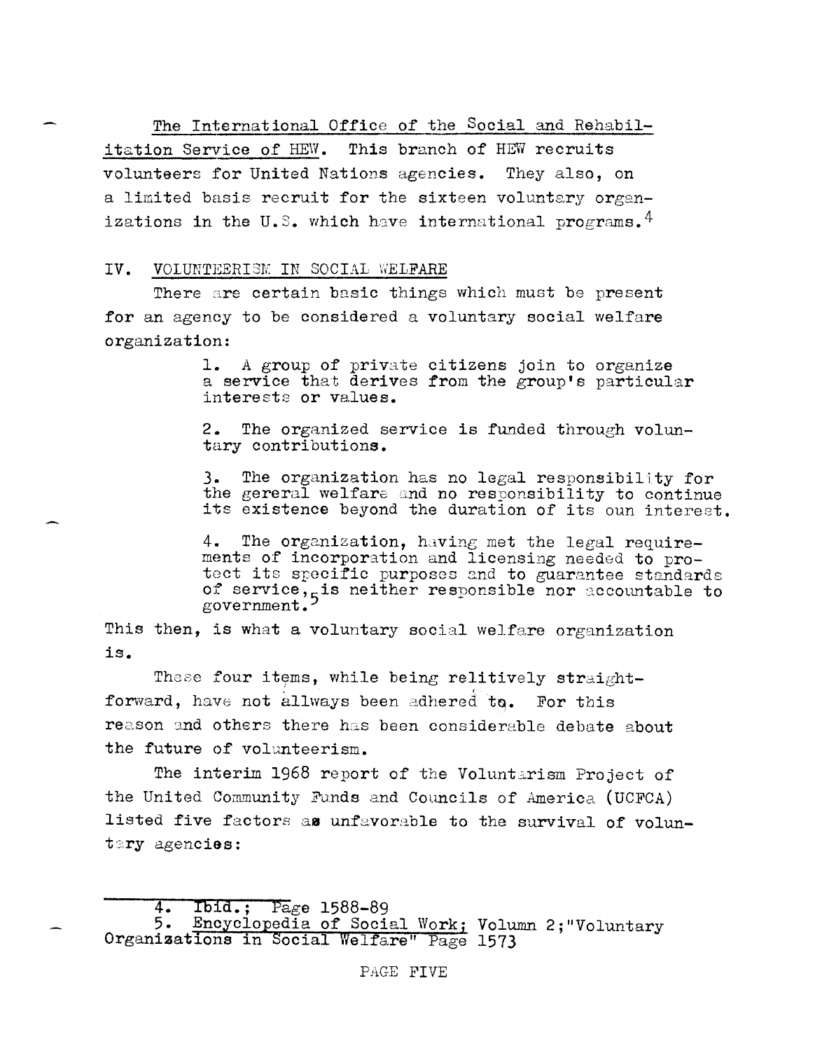The International Office of the Social and Rehabilitation Service of HEW. This branch of HEW recruits volunteers for United Nations agencies. They also, on a limited basis recruit for the sixteen voluntary organizations in the U.S. which have international programs.[4]

## IV. VOLUNTEERISM IN SOCIAL WELFARE

There are certain basic things which must be present for an agency to be considered a voluntary social welfare organization:

> 1. A group of private citizens join to organize a service that derives from the group's particular interests or values.
>
> 2. The organized service is funded through voluntary contributions.
>
> 3. The organization has no legal responsibility for the gereral welfare and no responsibility to continue its existence beyond the duration of its oun interest.
>
> 4. The organization, having met the legal requirements of incorporation and licensing needed to protect its specific purposes and to guarantee standards of service,[5] is neither responsible nor accountable to government.

This then, is what a voluntary social welfare organization is.

These four items, while being relitively straightforward, have not allways been adhered to. For this reason and others there has been considerable debate about the future of volunteerism.

The interim 1968 report of the Voluntarism Project of the United Community Funds and Councils of America (UCFCA) listed five factors as unfavorable to the survival of voluntary agencies:

---

4. Ibid.; Page 1588-89

5. Encyclopedia of Social Work; Volumn 2;"Voluntary Organizations in Social Welfare" Page 1573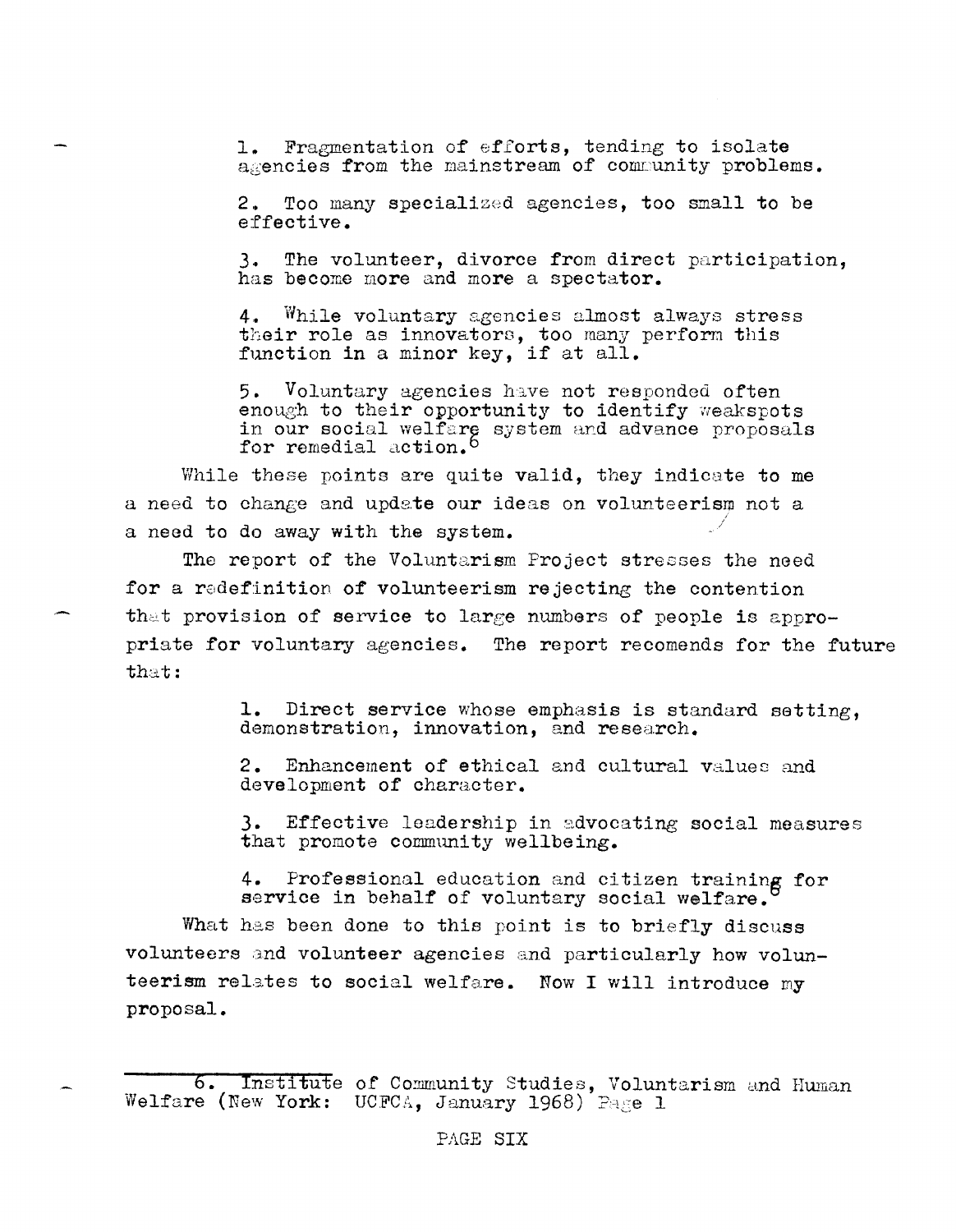1. Fragmentation of efforts, tending to isolate agencies from the mainstream of community problems.

2. Too many specialized agencies, too small to be effective.

3. The volunteer, divorce from direct participation, has become more and more a spectator.

4. While voluntary agencies almost always stress their role as innovators, too many perform this function in a minor key, if at all.

5. Voluntary agencies have not responded often enough to their opportunity to identify weakspots in our social welfare system and advance proposals for remedial action.[6]

While these points are quite valid, they indicate to me a need to change and update our ideas on volunteerism not a a need to do away with the system.

The report of the Voluntarism Project stresses the need for a redefinition of volunteerism rejecting the contention that provision of service to large numbers of people is appropriate for voluntary agencies. The report recomends for the future that:

1. Direct service whose emphasis is standard setting, demonstration, innovation, and research.

2. Enhancement of ethical and cultural values and development of character.

3. Effective leadership in advocating social measures that promote community wellbeing.

4. Professional education and citizen training for service in behalf of voluntary social welfare.[6]

What has been done to this point is to briefly discuss volunteers and volunteer agencies and particularly how volunteerism relates to social welfare. Now I will introduce my proposal.

---

6. Institute of Community Studies, Voluntarism and Human Welfare (New York: UCFCA, January 1968) Page 1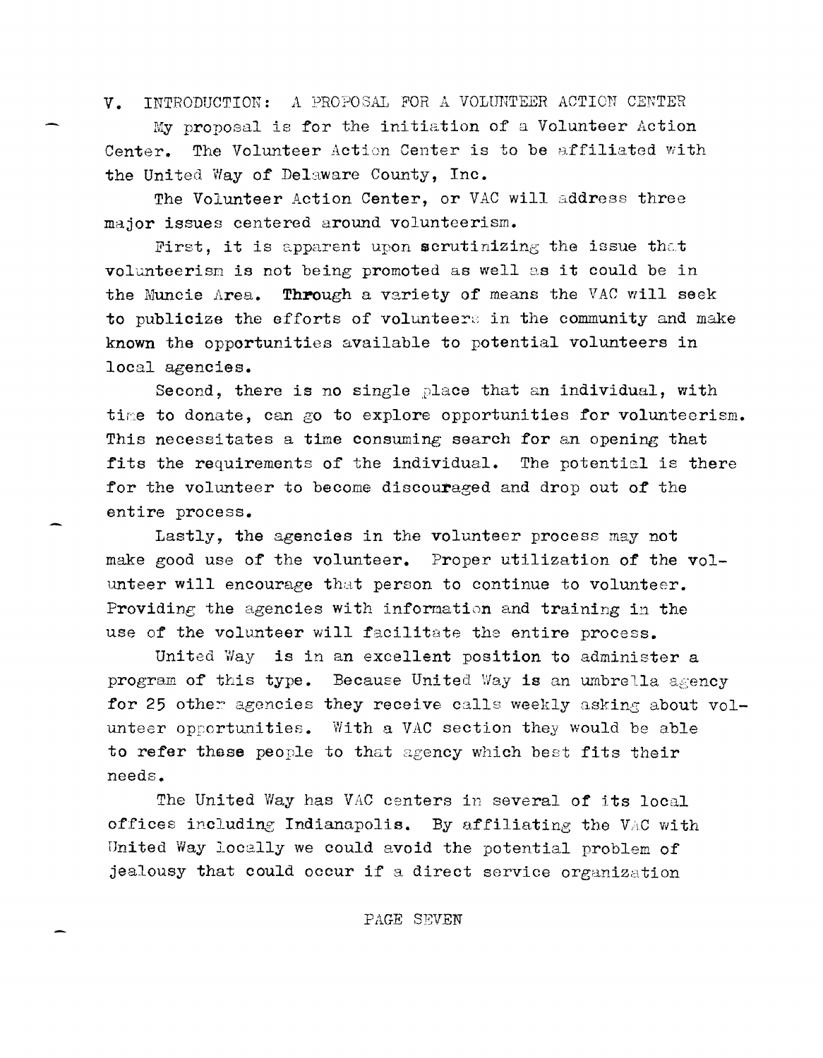## V. INTRODUCTION: A PROPOSAL FOR A VOLUNTEER ACTION CENTER

My proposal is for the initiation of a Volunteer Action Center. The Volunteer Action Center is to be affiliated with the United Way of Delaware County, Inc.

The Volunteer Action Center, or VAC will address three major issues centered around volunteerism.

First, it is apparent upon scrutinizing the issue that volunteerism is not being promoted as well as it could be in the Muncie Area. Through a variety of means the VAC will seek to publicize the efforts of volunteers in the community and make known the opportunities available to potential volunteers in local agencies.

Second, there is no single place that an individual, with time to donate, can go to explore opportunities for volunteerism. This necessitates a time consuming search for an opening that fits the requirements of the individual. The potential is there for the volunteer to become discouraged and drop out of the entire process.

Lastly, the agencies in the volunteer process may not make good use of the volunteer. Proper utilization of the volunteer will encourage that person to continue to volunteer. Providing the agencies with information and training in the use of the volunteer will facilitate the entire process.

United Way is in an excellent position to administer a program of this type. Because United Way is an umbrella agency for 25 other agencies they receive calls weekly asking about volunteer opportunities. With a VAC section they would be able to refer these people to that agency which best fits their needs.

The United Way has VAC centers in several of its local offices including Indianapolis. By affiliating the VAC with United Way locally we could avoid the potential problem of jealousy that could occur if a direct service organization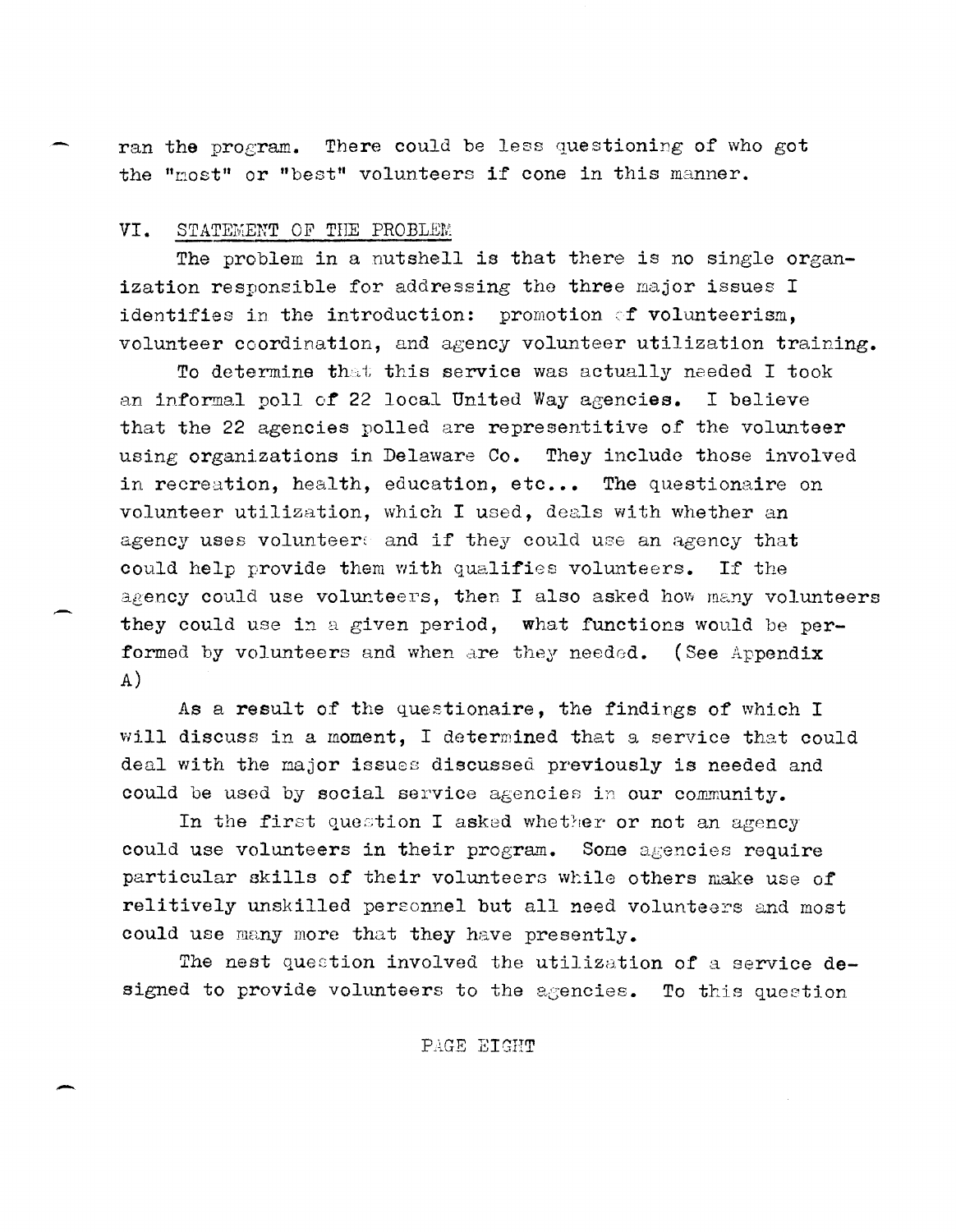ran the program. There could be less questioning of who got the "most" or "best" volunteers if cone in this manner.

## VI. STATEMENT OF THE PROBLEM

The problem in a nutshell is that there is no single organization responsible for addressing the three major issues I identifies in the introduction: promotion of volunteerism, volunteer coordination, and agency volunteer utilization training.

To determine that this service was actually needed I took an informal poll of 22 local United Way agencies. I believe that the 22 agencies polled are representitive of the volunteer using organizations in Delaware Co. They include those involved in recreation, health, education, etc... The questionaire on volunteer utilization, which I used, deals with whether an agency uses volunteers and if they could use an agency that could help provide them with qualifies volunteers. If the agency could use volunteers, then I also asked how many volunteers they could use in a given period, what functions would be performed by volunteers and when are they needed. (See Appendix A)

As a result of the questionaire, the findings of which I will discuss in a moment, I determined that a service that could deal with the major issues discussed previously is needed and could be used by social service agencies in our community.

In the first question I asked whether or not an agency could use volunteers in their program. Some agencies require particular skills of their volunteers while others make use of relitively unskilled personnel but all need volunteers and most could use many more that they have presently.

The nest question involved the utilization of a service designed to provide volunteers to the agencies. To this question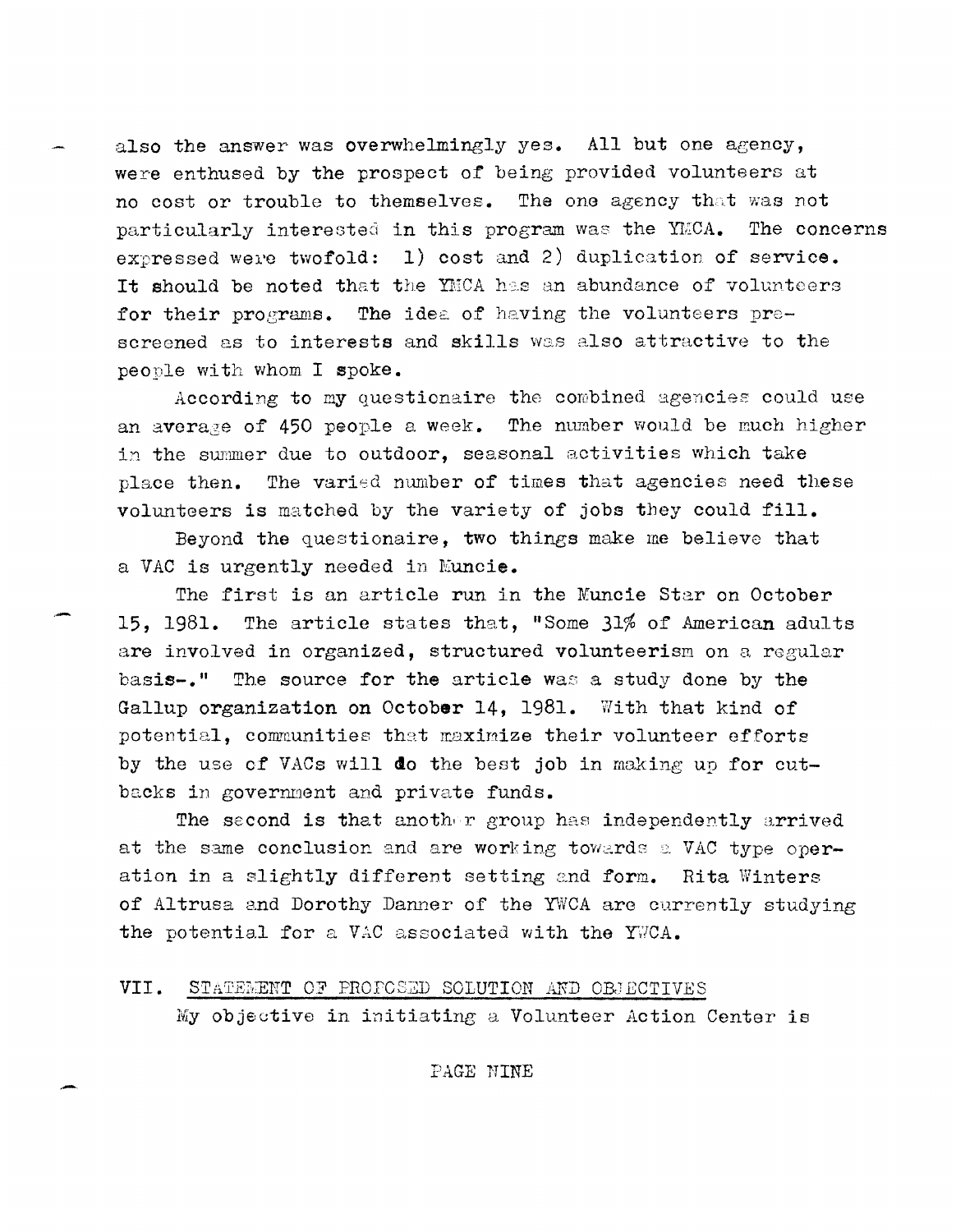also the answer was overwhelmingly yes. All but one agency, were enthused by the prospect of being provided volunteers at no cost or trouble to themselves. The one agency that was not particularly interested in this program was the YMCA. The concerns expressed were twofold: 1) cost and 2) duplication of service. It should be noted that the YMCA has an abundance of volunteers for their programs. The idea of having the volunteers pre-screened as to interests and skills was also attractive to the people with whom I spoke.

According to my questionaire the combined agencies could use an average of 450 people a week. The number would be much higher in the summer due to outdoor, seasonal activities which take place then. The varied number of times that agencies need these volunteers is matched by the variety of jobs they could fill.

Beyond the questionaire, two things make me believe that a VAC is urgently needed in Muncie.

The first is an article run in the Muncie Star on October 15, 1981. The article states that, "Some 31% of American adults are involved in organized, structured volunteerism on a regular basis-." The source for the article was a study done by the Gallup organization on October 14, 1981. With that kind of potential, communities that maximize their volunteer efforts by the use of VACs will do the best job in making up for cut-backs in government and private funds.

The second is that another group has independently arrived at the same conclusion and are working towards a VAC type operation in a slightly different setting and form. Rita Winters of Altrusa and Dorothy Danner of the YWCA are currently studying the potential for a VAC associated with the YWCA.

## VII. STATEMENT OF PROPOSED SOLUTION AND OBJECTIVES

My objective in initiating a Volunteer Action Center is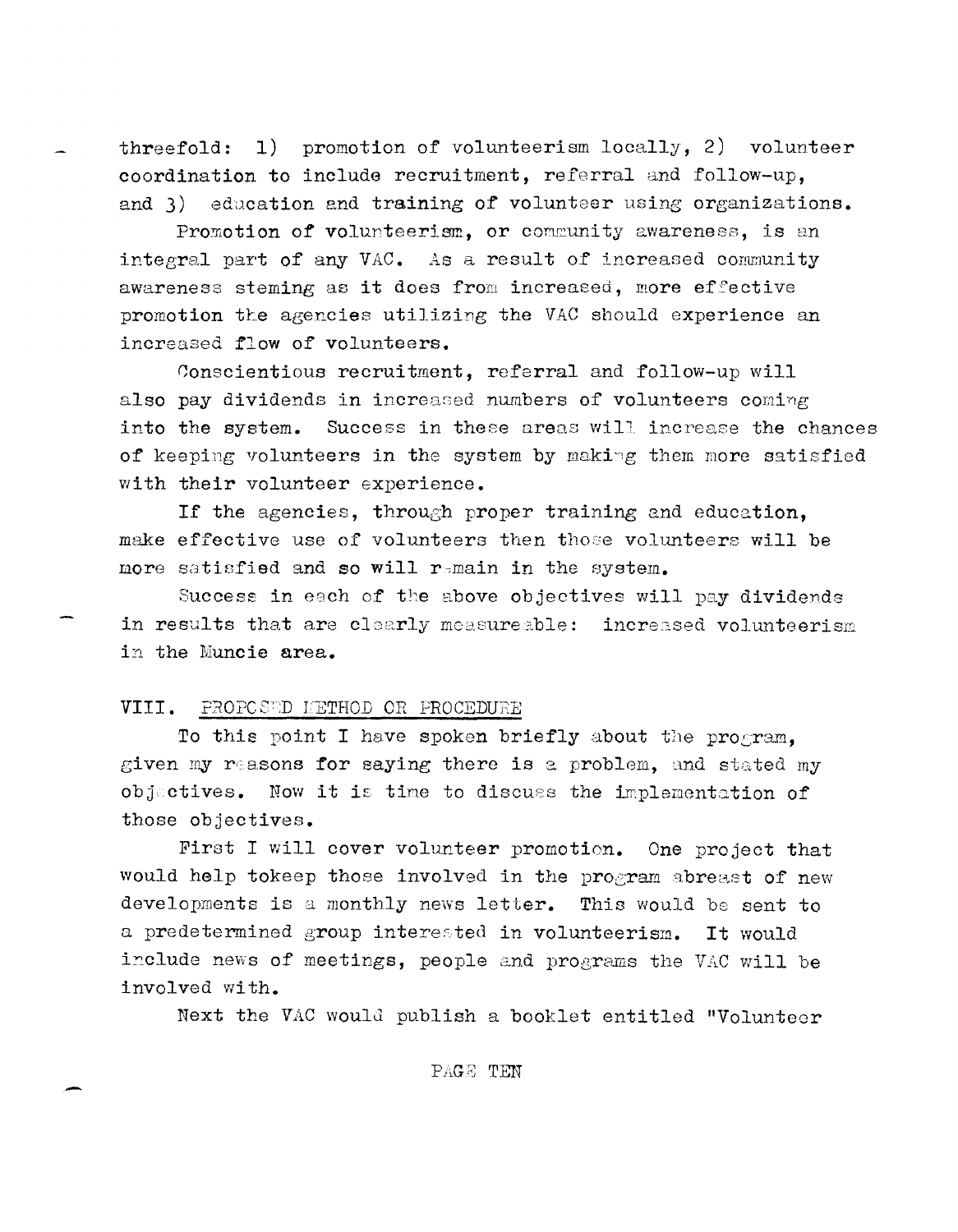threefold: 1) promotion of volunteerism locally, 2) volunteer coordination to include recruitment, referral and follow-up, and 3) education and training of volunteer using organizations.

Promotion of volunteerism, or community awareness, is an integral part of any VAC. As a result of increased community awareness steming as it does from increased, more effective promotion the agencies utilizing the VAC should experience an increased flow of volunteers.

Conscientious recruitment, referral and follow-up will also pay dividends in increased numbers of volunteers coming into the system. Success in these areas will increase the chances of keeping volunteers in the system by making them more satisfied with their volunteer experience.

If the agencies, through proper training and education, make effective use of volunteers then those volunteers will be more satisfied and so will remain in the system.

Success in each of the above objectives will pay dividends in results that are clearly measureable: increased volunteerism in the Muncie area.

## VIII. PROPOSED METHOD OR PROCEDURE

To this point I have spoken briefly about the program, given my reasons for saying there is a problem, and stated my objectives. Now it is time to discuss the implementation of those objectives.

First I will cover volunteer promotion. One project that would help tokeep those involved in the program abreast of new developments is a monthly news letter. This would be sent to a predetermined group interested in volunteerism. It would include news of meetings, people and programs the VAC will be involved with.

Next the VAC would publish a booklet entitled "Volunteer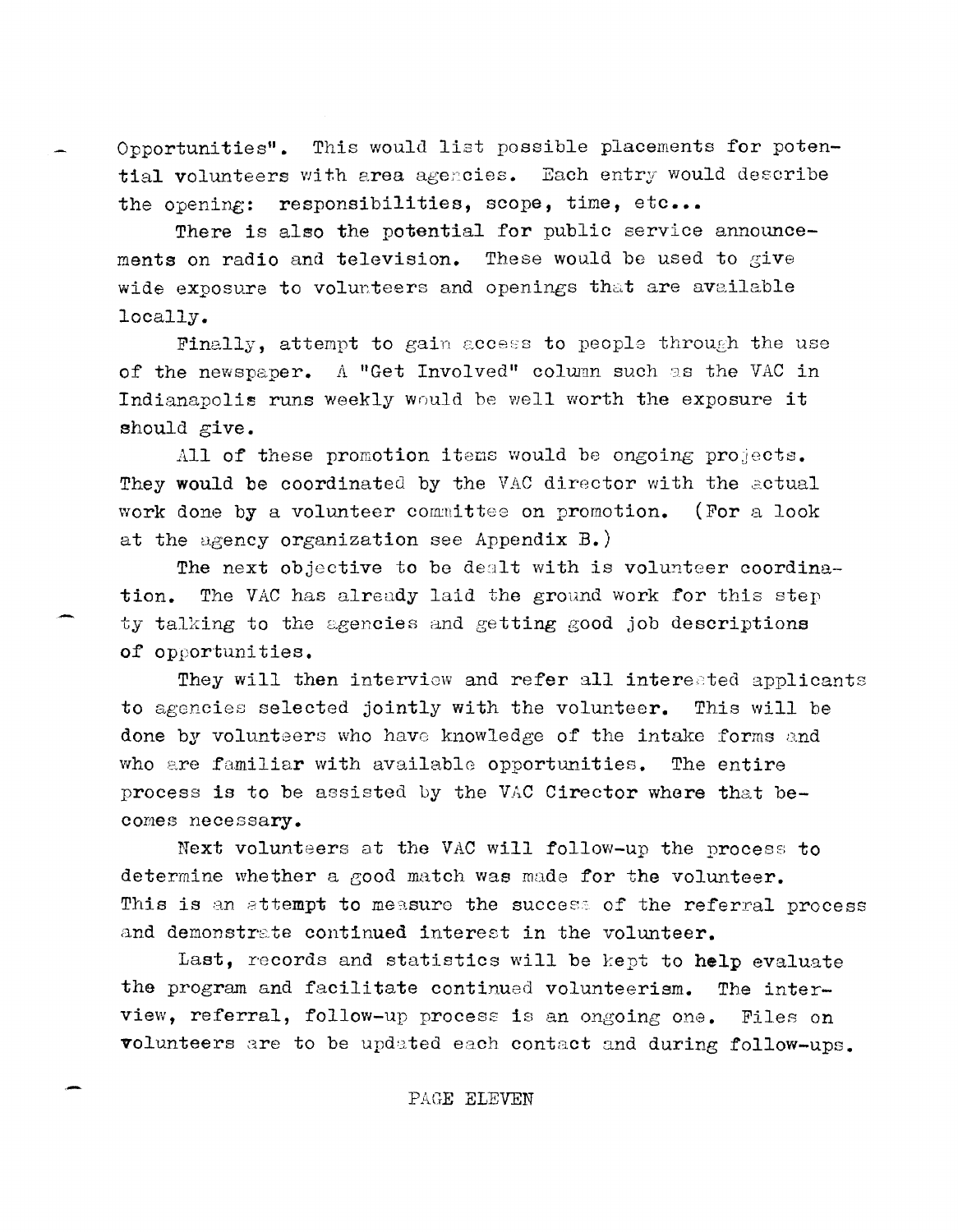Opportunities". This would list possible placements for potential volunteers with area agencies. Each entry would describe the opening: responsibilities, scope, time, etc...

There is also the potential for public service announcements on radio and television. These would be used to give wide exposure to volunteers and openings that are available locally.

Finally, attempt to gain access to people through the use of the newspaper. A "Get Involved" column such as the VAC in Indianapolis runs weekly would be well worth the exposure it should give.

All of these promotion items would be ongoing projects. They would be coordinated by the VAC director with the actual work done by a volunteer committee on promotion. (For a look at the agency organization see Appendix B.)

The next objective to be dealt with is volunteer coordination. The VAC has already laid the ground work for this step ty talking to the agencies and getting good job descriptions of opportunities.

They will then interview and refer all interested applicants to agencies selected jointly with the volunteer. This will be done by volunteers who have knowledge of the intake forms and who are familiar with available opportunities. The entire process is to be assisted by the VAC Cirector where that becomes necessary.

Next volunteers at the VAC will follow-up the process to determine whether a good match was made for the volunteer. This is an attempt to measure the success of the referral process and demonstrate continued interest in the volunteer.

Last, records and statistics will be kept to help evaluate the program and facilitate continued volunteerism. The interview, referral, follow-up process is an ongoing one. Files on volunteers are to be updated each contact and during follow-ups.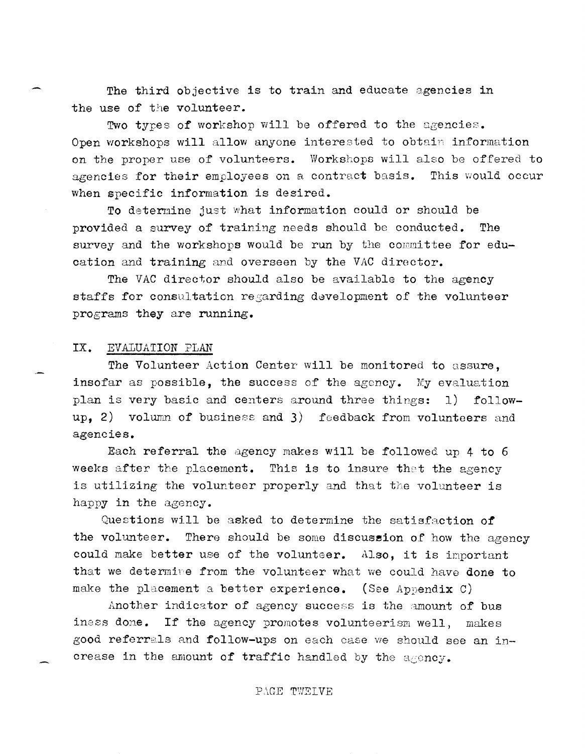The third objective is to train and educate agencies in the use of the volunteer.

Two types of workshop will be offered to the agencies. Open workshops will allow anyone interested to obtain information on the proper use of volunteers. Workshops will also be offered to agencies for their employees on a contract basis. This would occur when specific information is desired.

To determine just what information could or should be provided a survey of training needs should be conducted. The survey and the workshops would be run by the committee for education and training and overseen by the VAC director.

The VAC director should also be available to the agency staffs for consultation regarding development of the volunteer programs they are running.

## IX. EVALUATION PLAN

The Volunteer Action Center will be monitored to assure, insofar as possible, the success of the agency. My evaluation plan is very basic and centers around three things: 1) follow-up, 2) volumn of business and 3) feedback from volunteers and agencies.

Each referral the agency makes will be followed up 4 to 6 weeks after the placement. This is to insure that the agency is utilizing the volunteer properly and that the volunteer is happy in the agency.

Questions will be asked to determine the satisfaction of the volunteer. There should be some discussion of how the agency could make better use of the volunteer. Also, it is important that we determine from the volunteer what we could have done to make the placement a better experience. (See Appendix C)

Another indicator of agency success is the amount of business done. If the agency promotes volunteerism well, makes good referrals and follow-ups on each case we should see an increase in the amount of traffic handled by the agency.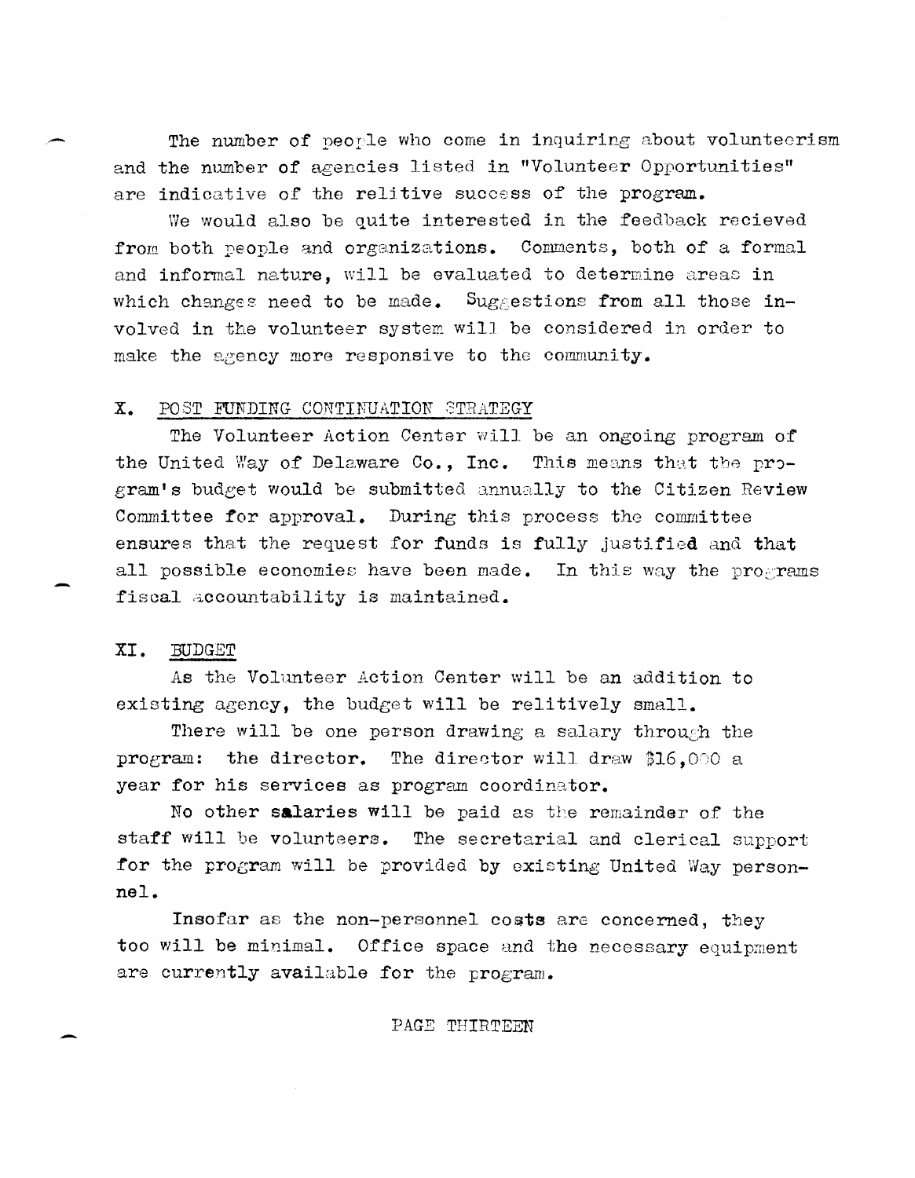The number of people who come in inquiring about volunteerism and the number of agencies listed in "Volunteer Opportunities" are indicative of the relitive success of the program.

We would also be quite interested in the feedback recieved from both people and organizations. Comments, both of a formal and informal nature, will be evaluated to determine areas in which changes need to be made. Suggestions from all those involved in the volunteer system will be considered in order to make the agency more responsive to the community.

## X. POST FUNDING CONTINUATION STRATEGY

The Volunteer Action Center will be an ongoing program of the United Way of Delaware Co., Inc. This means that the program's budget would be submitted annually to the Citizen Review Committee for approval. During this process the committee ensures that the request for funds is fully justified and that all possible economies have been made. In this way the programs fiscal accountability is maintained.

## XI. BUDGET

As the Volunteer Action Center will be an addition to existing agency, the budget will be relitively small.

There will be one person drawing a salary through the program: the director. The director will draw $16,000 a year for his services as program coordinator.

No other salaries will be paid as the remainder of the staff will be volunteers. The secretarial and clerical support for the program will be provided by existing United Way personnel.

Insofar as the non-personnel costs are concerned, they too will be minimal. Office space and the necessary equipment are currently available for the program.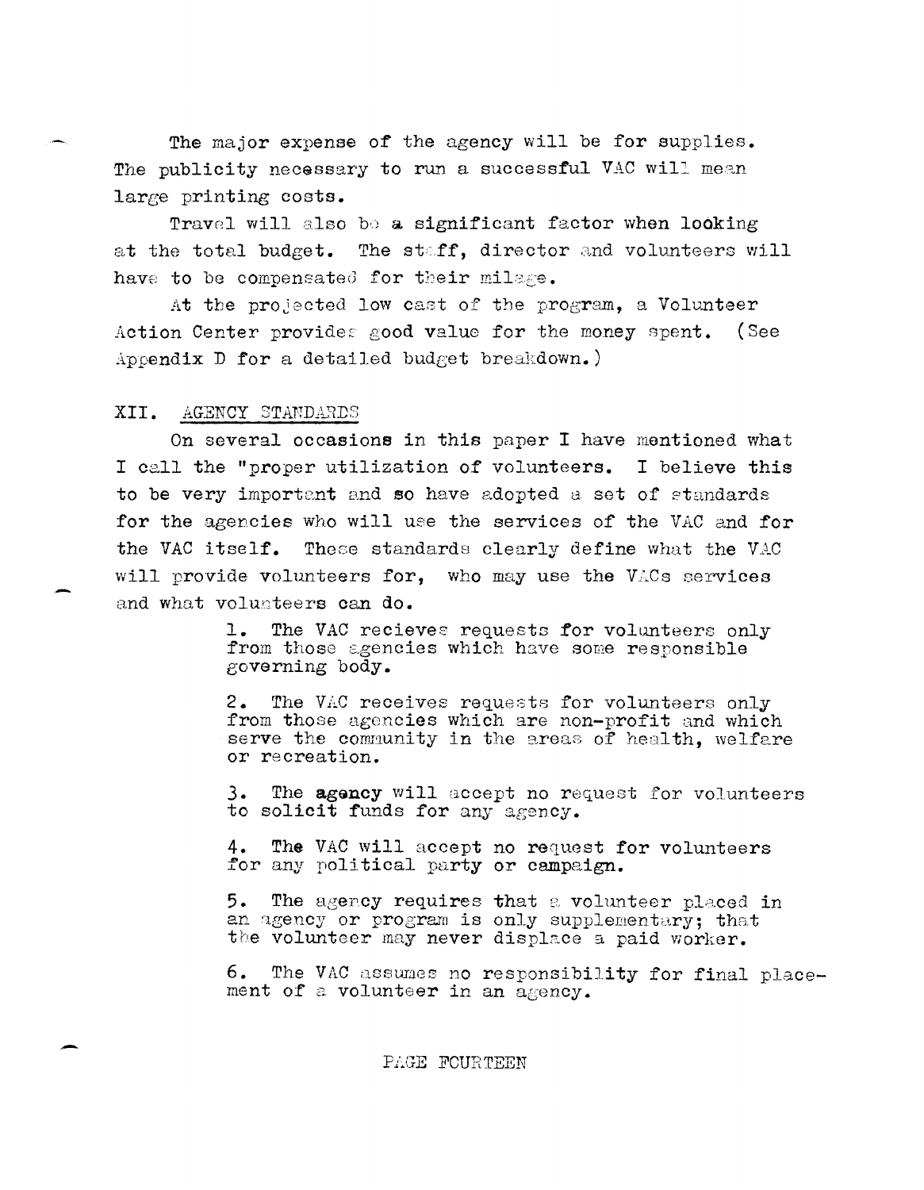The major expense of the agency will be for supplies. The publicity necessary to run a successful VAC will mean large printing costs.

Travel will also be a significant factor when looking at the total budget. The staff, director and volunteers will have to be compensated for their milage.

At the projected low cost of the program, a Volunteer Action Center provides good value for the money spent. (See Appendix D for a detailed budget breakdown.)

## XII. AGENCY STANDARDS

On several occasions in this paper I have mentioned what I call the "proper utilization of volunteers. I believe this to be very important and so have adopted a set of standards for the agencies who will use the services of the VAC and for the VAC itself. These standards clearly define what the VAC will provide volunteers for, who may use the VACs services and what volunteers can do.

1. The VAC recieves requests for volunteers only from those agencies which have some responsible governing body.

2. The VAC receives requests for volunteers only from those agencies which are non-profit and which serve the community in the areas of health, welfare or recreation.

3. The agency will accept no request for volunteers to solicit funds for any agency.

4. The VAC will accept no request for volunteers for any political party or campaign.

5. The agency requires that a volunteer placed in an agency or program is only supplementary; that the volunteer may never displace a paid worker.

6. The VAC assumes no responsibility for final placement of a volunteer in an agency.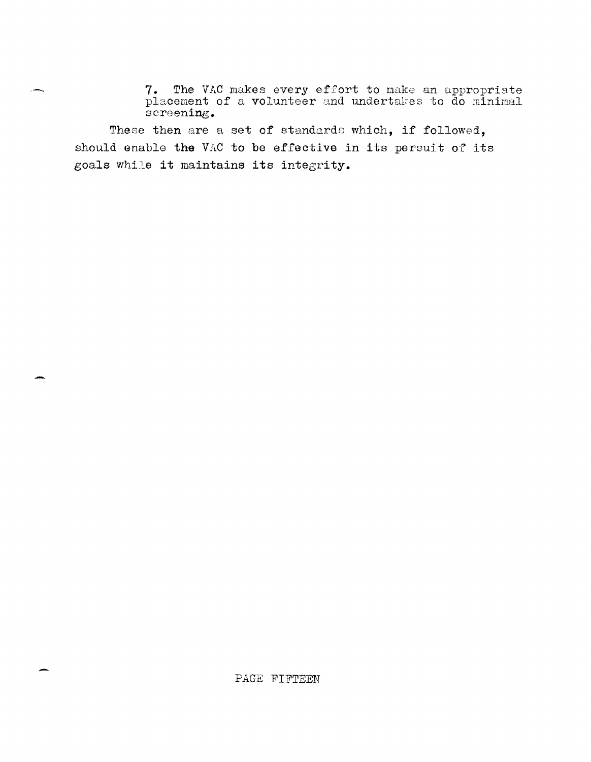7. The VAC makes every effort to make an appropriate placement of a volunteer and undertakes to do minimal screening.

These then are a set of standards which, if followed, should enable the VAC to be effective in its persuit of its goals while it maintains its integrity.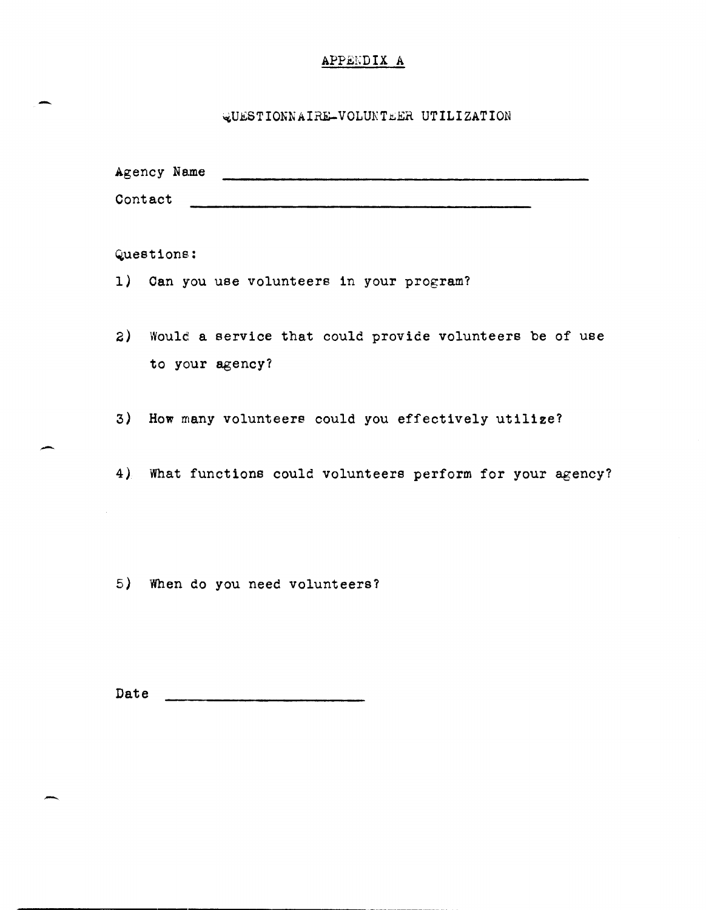## APPENDIX A

### QUESTIONNAIRE-VOLUNTEER UTILIZATION

Agency Name ______________________________

Contact ______________________________

Questions:

1) Can you use volunteers in your program?

2) Would a service that could provide volunteers be of use to your agency?

3) How many volunteers could you effectively utilize?

4) What functions could volunteers perform for your agency?

5) When do you need volunteers?

Date ____________________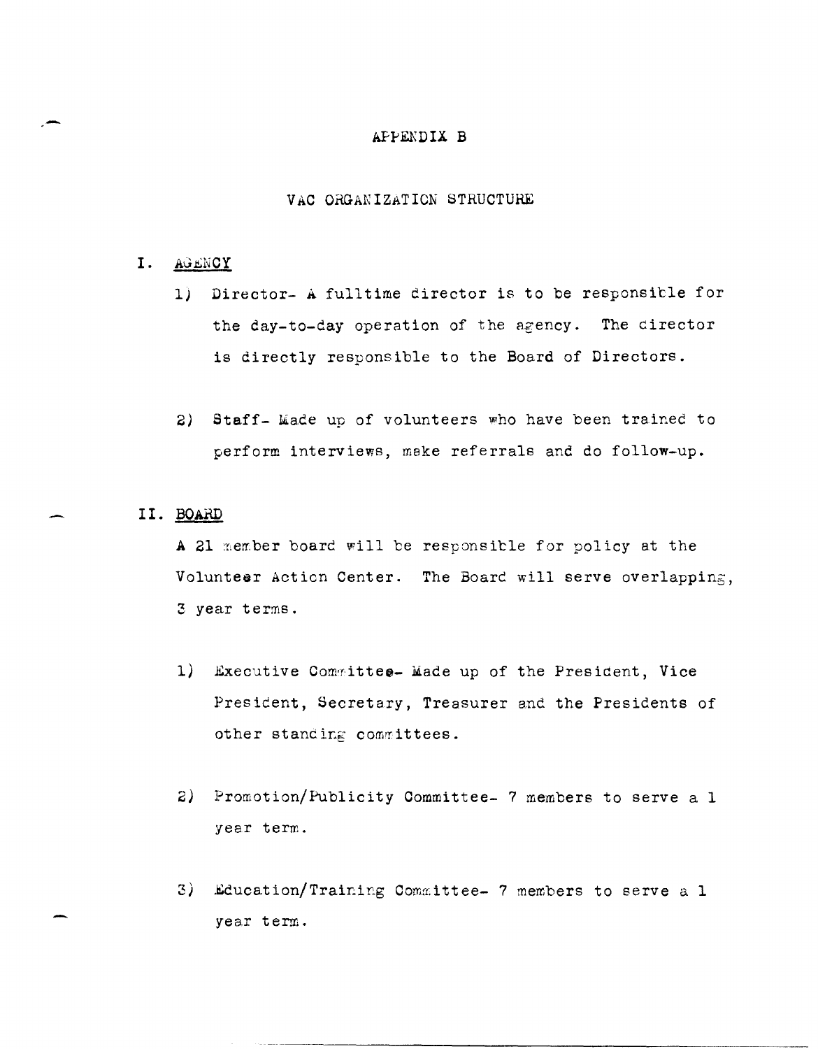# APPENDIX B

## VAC ORGANIZATION STRUCTURE

### I. AGENCY

1) Director- A fulltime director is to be responsible for the day-to-day operation of the agency. The director is directly responsible to the Board of Directors.

2) Staff- Made up of volunteers who have been trained to perform interviews, make referrals and do follow-up.

### II. BOARD

A 21 member board will be responsible for policy at the Volunteer Action Center. The Board will serve overlapping, 3 year terms.

1) Executive Committee- Made up of the President, Vice President, Secretary, Treasurer and the Presidents of other standing committees.

2) Promotion/Publicity Committee- 7 members to serve a 1 year term.

3) Education/Training Committee- 7 members to serve a 1 year term.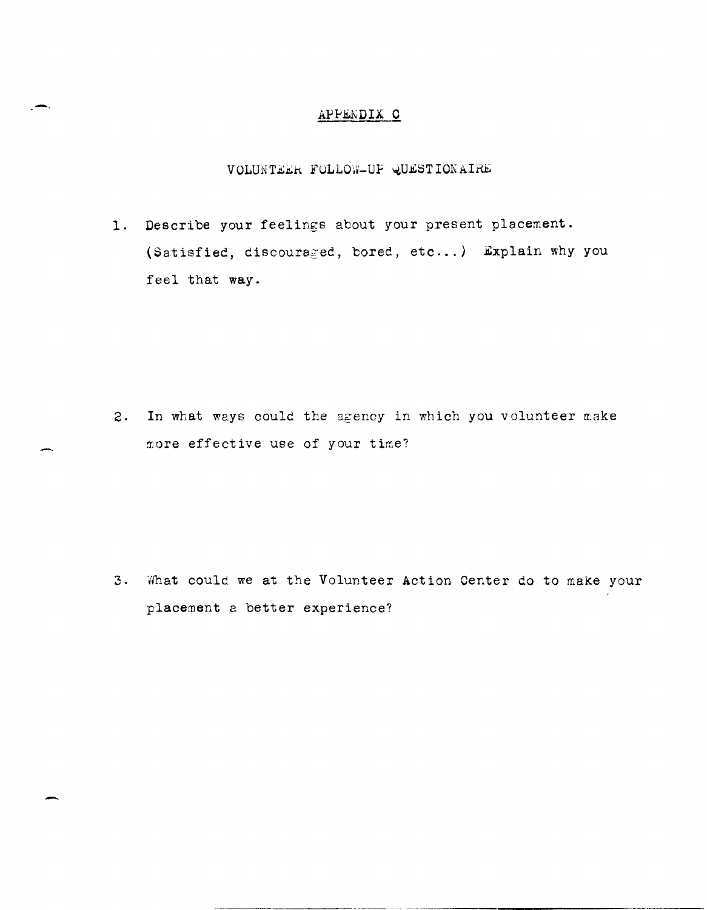## APPENDIX C

### VOLUNTEER FOLLOW-UP QUESTIONAIRE

1. Describe your feelings about your present placement. (Satisfied, discouraged, bored, etc...) Explain why you feel that way.

2. In what ways could the agency in which you volunteer make more effective use of your time?

3. What could we at the Volunteer Action Center do to make your placement a better experience?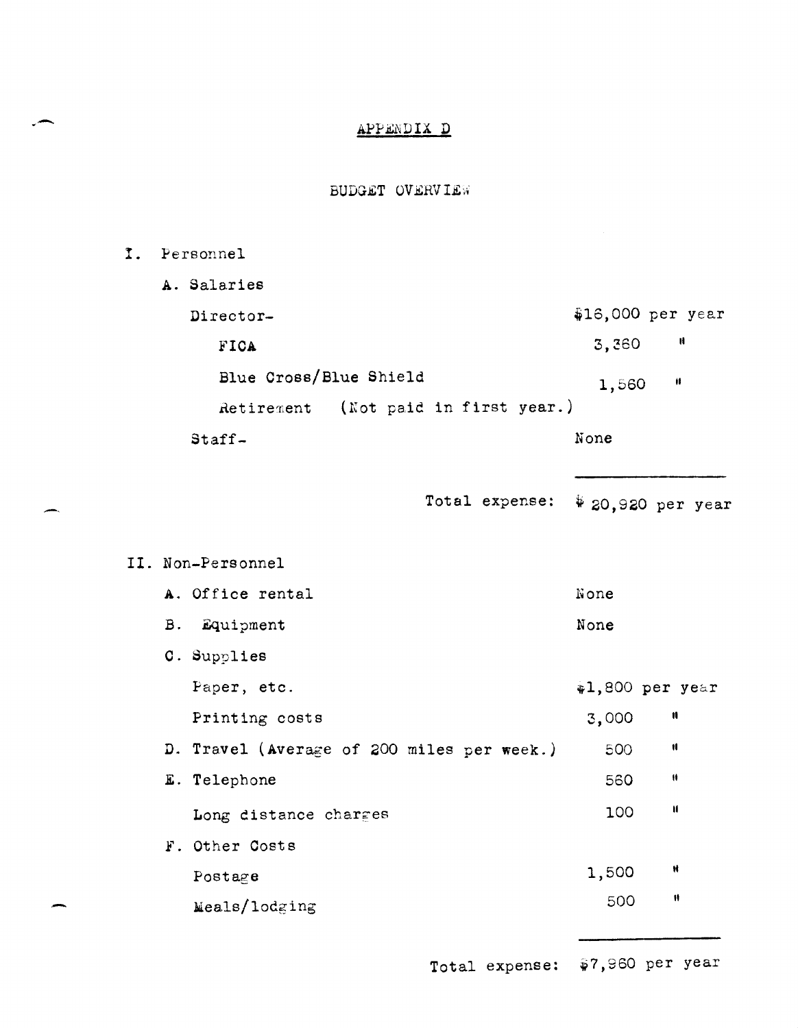# APPENDIX D

## BUDGET OVERVIEW

I. Personnel

A. Salaries

| | |
|---|---|
| Director- | $16,000 per year |
| FICA | 3,360 " |
| Blue Cross/Blue Shield | 1,560 " |
| Retirement (Not paid in first year.) | |
| Staff- | None |
| Total expense: | $ 20,920 per year |

II. Non-Personnel

| | |
|---|---|
| A. Office rental | None |
| B. Equipment | None |
| C. Supplies | |
| Paper, etc. | $1,800 per year |
| Printing costs | 3,000 " |
| D. Travel (Average of 200 miles per week.) | 500 " |
| E. Telephone | 560 " |
| Long distance charges | 100 " |
| F. Other Costs | |
| Postage | 1,500 " |
| Meals/lodging | 500 " |
| Total expense: | $7,960 per year |